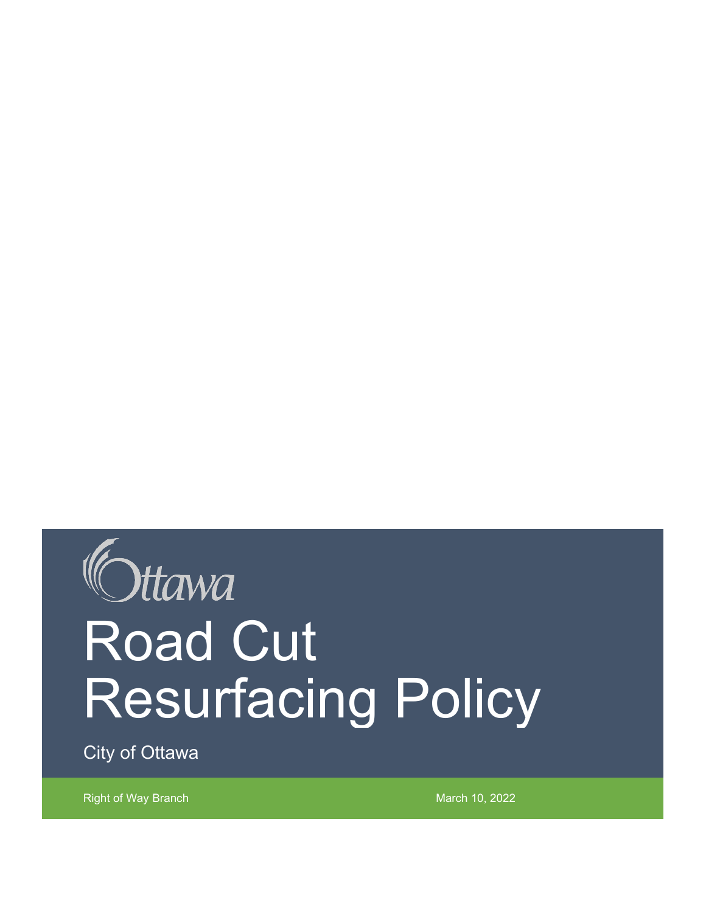Ottawa

# Road Cut Resurfacing Policy

City of Ottawa

Right of Way Branch

March 10, 2022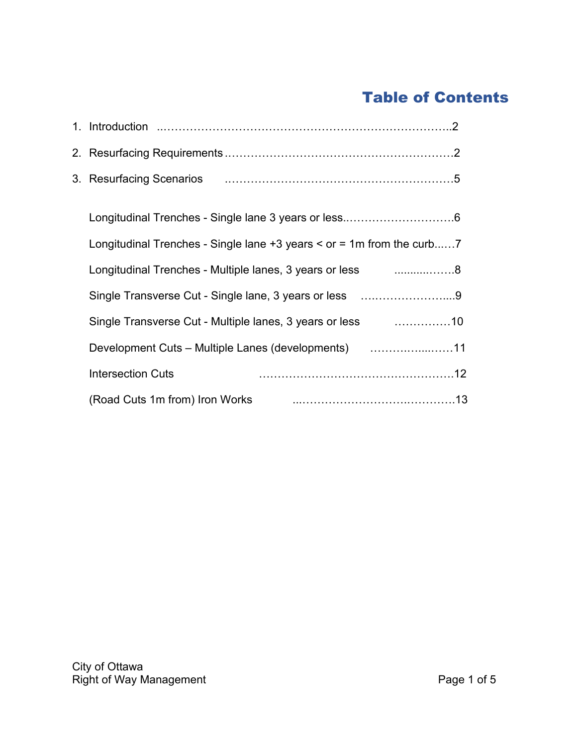# Table of Contents

1. Introduction ......................................................................................2
2. Resurfacing Requirements ..........................................................2
3. Resurfacing Scenarios ..............................................................5

Longitudinal Trenches - Single lane 3 years or less..............................6

Longitudinal Trenches - Single lane +3 years < or = 1m from the curb......7

Longitudinal Trenches - Multiple lanes, 3 years or less ..................8

Single Transverse Cut - Single lane, 3 years or less ..........................9

Single Transverse Cut - Multiple lanes, 3 years or less ...............10

Development Cuts – Multiple Lanes (developments) ...................11

Intersection Cuts ...............................................................12

(Road Cuts 1m from) Iron Works ...........................................13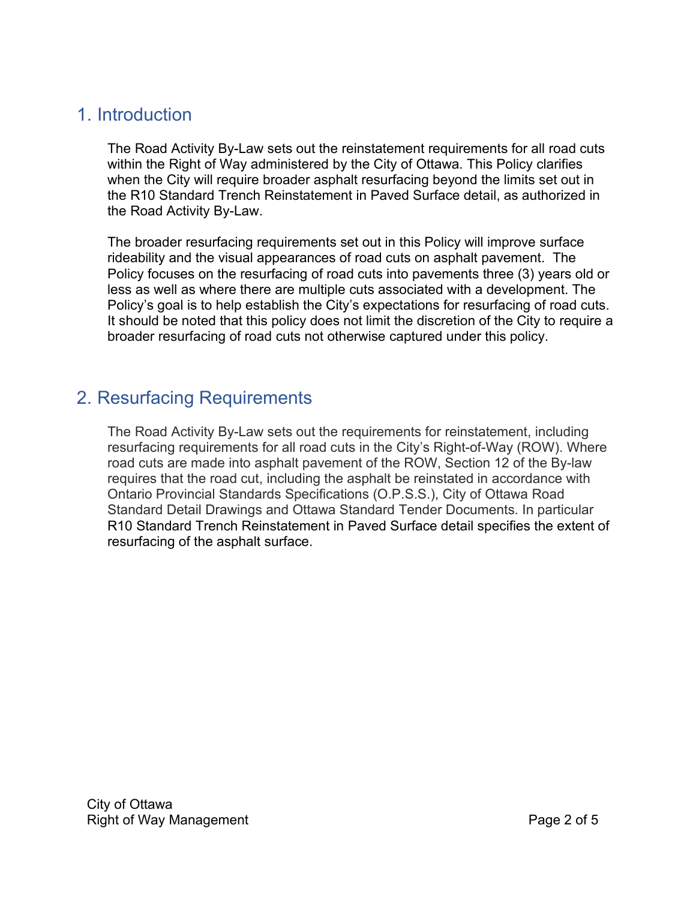## 1. Introduction

The Road Activity By-Law sets out the reinstatement requirements for all road cuts within the Right of Way administered by the City of Ottawa. This Policy clarifies when the City will require broader asphalt resurfacing beyond the limits set out in the R10 Standard Trench Reinstatement in Paved Surface detail, as authorized in the Road Activity By-Law.

The broader resurfacing requirements set out in this Policy will improve surface rideability and the visual appearances of road cuts on asphalt pavement. The Policy focuses on the resurfacing of road cuts into pavements three (3) years old or less as well as where there are multiple cuts associated with a development. The Policy's goal is to help establish the City's expectations for resurfacing of road cuts. It should be noted that this policy does not limit the discretion of the City to require a broader resurfacing of road cuts not otherwise captured under this policy.

## 2. Resurfacing Requirements

The Road Activity By-Law sets out the requirements for reinstatement, including resurfacing requirements for all road cuts in the City's Right-of-Way (ROW). Where road cuts are made into asphalt pavement of the ROW, Section 12 of the By-law requires that the road cut, including the asphalt be reinstated in accordance with Ontario Provincial Standards Specifications (O.P.S.S.), City of Ottawa Road Standard Detail Drawings and Ottawa Standard Tender Documents. In particular R10 Standard Trench Reinstatement in Paved Surface detail specifies the extent of resurfacing of the asphalt surface.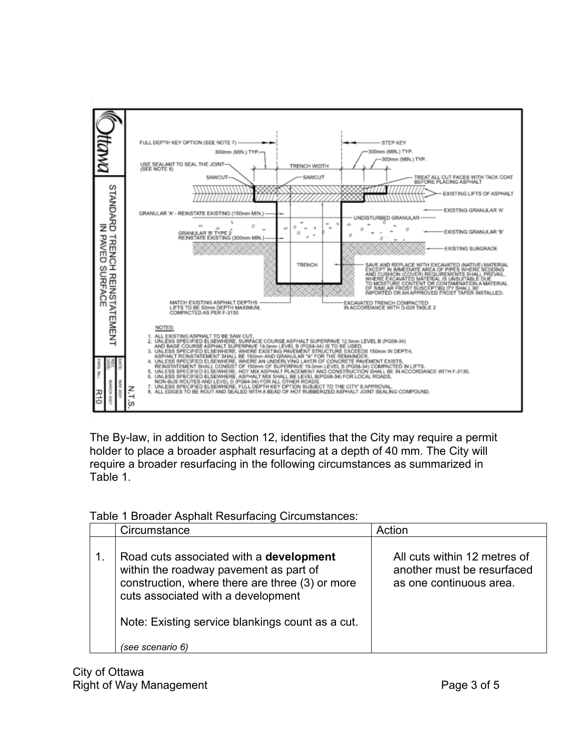**STANDARD TRENCH REINSTATEMENT IN PAVED SURFACE**

N.T.S.

DATE: MAY 2001
REV. DATE: MARCH 2021
DWG. No.: R10

FULL DEPTH KEY OPTION (SEE NOTE 7)
300mm (MIN.) TYP.
USE SEALANT TO SEAL THE JOINT (SEE NOTE 8)
SAWCUT
TRENCH WIDTH
SAWCUT
STEP KEY
300mm (MIN.) TYP.
300mm (MIN.) TYP.
TREAT ALL CUT FACES WITH TACK COAT BEFORE PLACING ASPHALT
EXISTING LIFTS OF ASPHALT
GRANULAR 'A' - REINSTATE EXISTING (150mm MIN.)
EXISTING GRANULAR 'A'
UNDISTURBED GRANULAR
GRANULAR 'B' TYPE 2 REINSTATE EXISTING (300mm MIN.)
EXISTING GRANULAR 'B'
EXISTING SUBGRADE
TRENCH
SAVE AND REPLACE WITH EXCAVATED (NATIVE) MATERIAL EXCEPT IN IMMEDIATE AREA OF PIPES WHERE BEDDING AND CUSHION (COVER) REQUIREMENTS SHALL PREVAIL. WHERE EXCAVATED MATERIAL IS UNSUITABLE DUE TO MOISTURE CONTENT OR CONTAMINATION A MATERIAL OF SIMILAR FROST SUSCEPTIBILITY SHALL BE IMPORTED OR AN APPROVED FROST TAPER INSTALLED.
MATCH EXISTING ASPHALT DEPTHS LIFTS TO BE 50mm DEPTH MAXIMUM, COMPACTED AS PER F-3130
EXCAVATED TRENCH COMPACTED IN ACCORDANCE WITH D-029 TABLE 2

NOTES:

1. ALL EXISTING ASPHALT TO BE SAW CUT.
2. UNLESS SPECIFIED ELSEWHERE, SURFACE COURSE ASPHALT SUPERPAVE 12.5mm LEVEL B (PG58-34) AND BASE COURSE ASPHALT SUPERPAVE 19.0mm LEVEL B (PG58-34) IS TO BE USED.
3. UNLESS SPECIFIED ELSEWHERE, WHERE EXISTING PAVEMENT STRUCTURE EXCEEDS 150mm IN DEPTH, ASPHALT REINSTATEMENT SHALL BE 150mm AND GRANULAR "A" FOR THE REMAINDER.
4. UNLESS SPECIFIED ELSEWHERE, WHERE AN UNDERLYING LAYER OF CONCRETE PAVEMENT EXISTS, REINSTATEMENT SHALL CONSIST OF 150mm OF SUPERPAVE 19.0mm LEVEL B (PG58-34) COMPACTED IN LIFTS.
5. UNLESS SPECIFIED ELSEWHERE, HOT MIX ASPHALT PLACEMENT AND CONSTRUCTION SHALL BE IN ACCORDANCE WITH F-3130.
6. UNLESS SPECIFIED ELSEWHERE, ASPHALT MIX SHALL BE LEVEL B(PG58-34) FOR LOCAL ROADS, NON-BUS ROUTES AND LEVEL D (PG64-34) FOR ALL OTHER ROADS.
7. UNLESS SPECIFIED ELSEWHERE, FULL DEPTH KEY OPTION SUBJECT TO THE CITY'S APPROVAL.
8. ALL EDGES TO BE ROUT AND SEALED WITH A BEAD OF HOT RUBBERIZED ASPHALT JOINT SEALING COMPOUND.

The By-law, in addition to Section 12, identifies that the City may require a permit holder to place a broader asphalt resurfacing at a depth of 40 mm. The City will require a broader resurfacing in the following circumstances as summarized in Table 1.

Table 1 Broader Asphalt Resurfacing Circumstances:

| | Circumstance | Action |
|---|---|---|
| 1. | Road cuts associated with a **development** within the roadway pavement as part of construction, where there are three (3) or more cuts associated with a development<br><br>Note: Existing service blankings count as a cut.<br><br>*(see scenario 6)* | All cuts within 12 metres of another must be resurfaced as one continuous area. |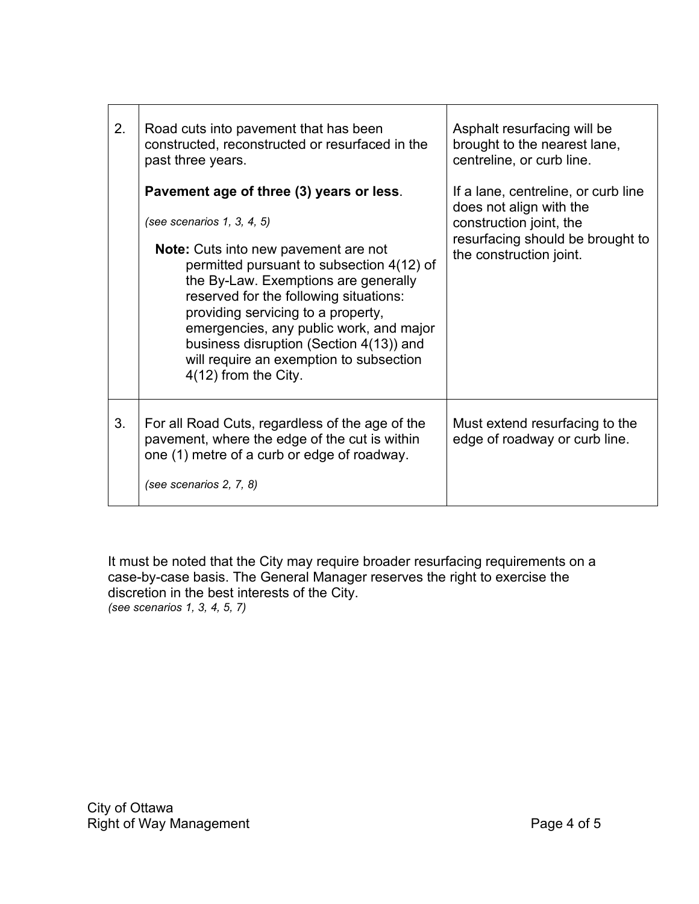| | | |
|---|---|---|
| 2. | Road cuts into pavement that has been constructed, reconstructed or resurfaced in the past three years.<br><br>**Pavement age of three (3) years or less**.<br><br>*(see scenarios 1, 3, 4, 5)*<br><br>**Note:** Cuts into new pavement are not permitted pursuant to subsection 4(12) of the By-Law. Exemptions are generally reserved for the following situations: providing servicing to a property, emergencies, any public work, and major business disruption (Section 4(13)) and will require an exemption to subsection 4(12) from the City. | Asphalt resurfacing will be brought to the nearest lane, centreline, or curb line.<br><br>If a lane, centreline, or curb line does not align with the construction joint, the resurfacing should be brought to the construction joint. |
| 3. | For all Road Cuts, regardless of the age of the pavement, where the edge of the cut is within one (1) metre of a curb or edge of roadway.<br><br>*(see scenarios 2, 7, 8)* | Must extend resurfacing to the edge of roadway or curb line. |

It must be noted that the City may require broader resurfacing requirements on a case-by-case basis. The General Manager reserves the right to exercise the discretion in the best interests of the City.
*(see scenarios 1, 3, 4, 5, 7)*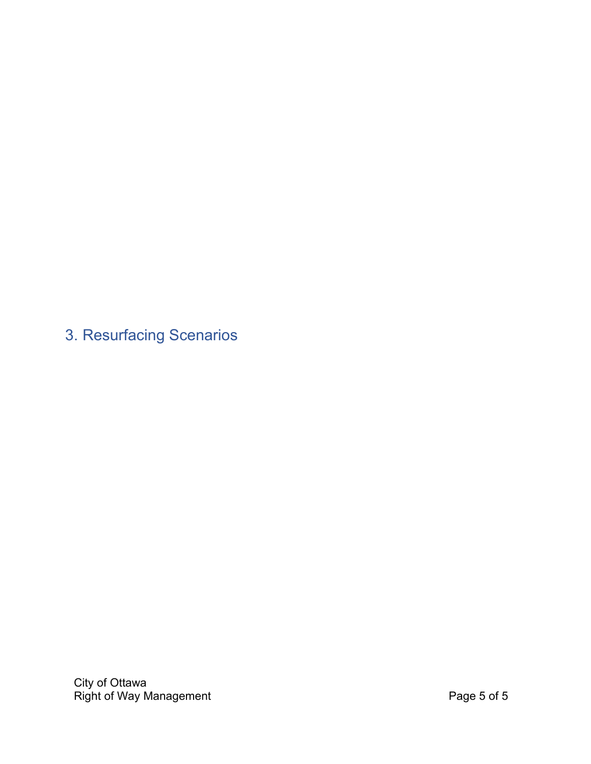## 3. Resurfacing Scenarios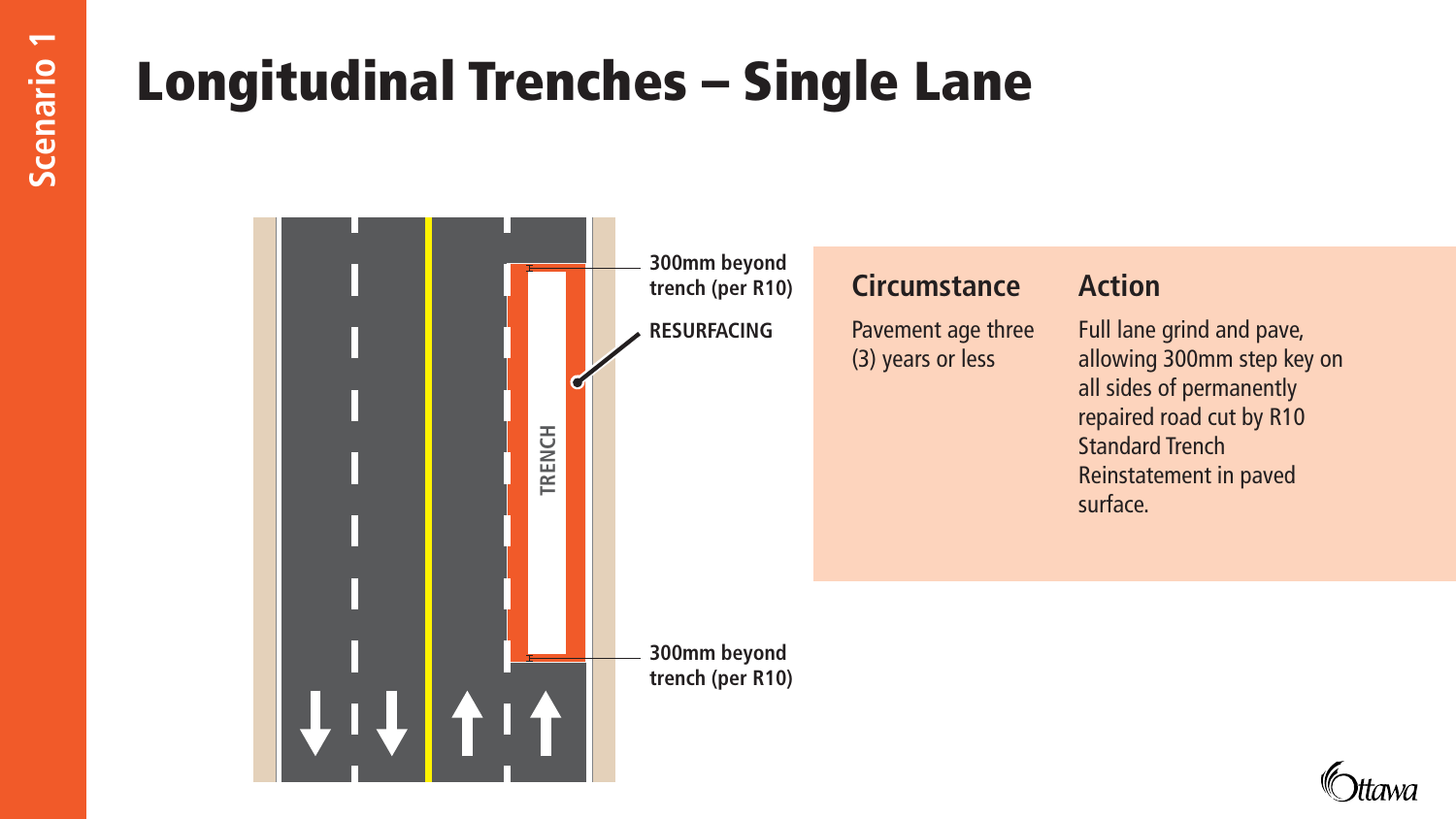Scenario 1

# Longitudinal Trenches – Single Lane

300mm beyond trench (per R10)

RESURFACING

TRENCH

300mm beyond trench (per R10)

| Circumstance | Action |
|---|---|
| Pavement age three (3) years or less | Full lane grind and pave, allowing 300mm step key on all sides of permanently repaired road cut by R10 Standard Trench Reinstatement in paved surface. |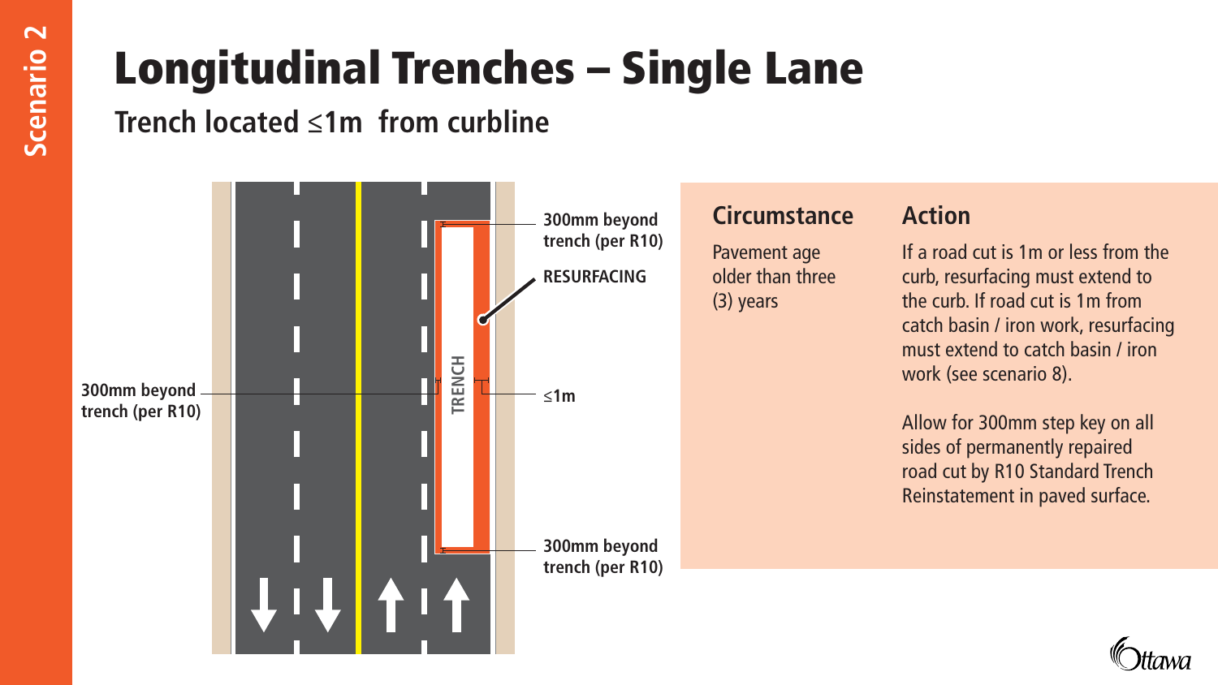Scenario 2

# Longitudinal Trenches – Single Lane

## Trench located ≤1m from curbline

300mm beyond trench (per R10)

RESURFACING

TRENCH

300mm beyond trench (per R10)

≤1m

300mm beyond trench (per R10)

| Circumstance | Action |
|---|---|
| Pavement age older than three (3) years | If a road cut is 1m or less from the curb, resurfacing must extend to the curb. If road cut is 1m from catch basin / iron work, resurfacing must extend to catch basin / iron work (see scenario 8).<br><br>Allow for 300mm step key on all sides of permanently repaired road cut by R10 Standard Trench Reinstatement in paved surface. |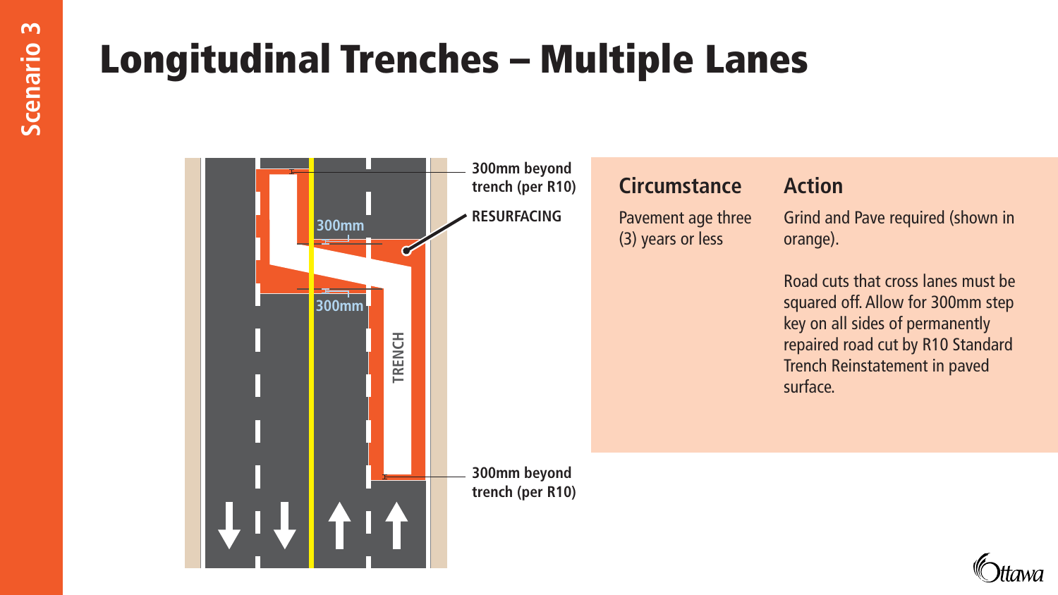Scenario 3

# Longitudinal Trenches – Multiple Lanes

300mm beyond trench (per R10)

RESURFACING

300mm

300mm

TRENCH

300mm beyond trench (per R10)

| Circumstance | Action |
| --- | --- |
| Pavement age three (3) years or less | Grind and Pave required (shown in orange).<br><br>Road cuts that cross lanes must be squared off. Allow for 300mm step key on all sides of permanently repaired road cut by R10 Standard Trench Reinstatement in paved surface. |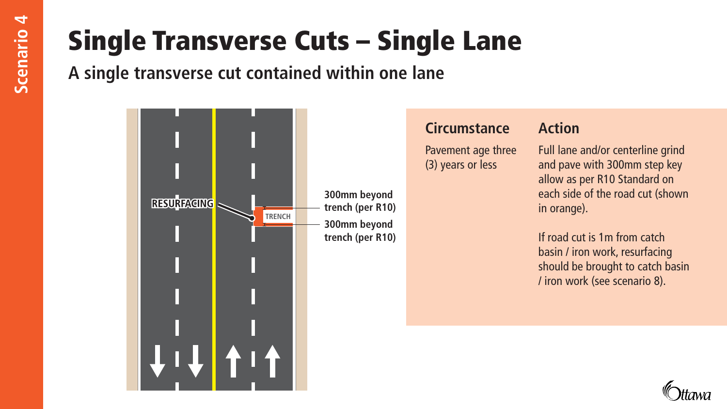Scenario 4

# Single Transverse Cuts – Single Lane

## A single transverse cut contained within one lane

RESURFACING

TRENCH

300mm beyond trench (per R10)

300mm beyond trench (per R10)

| Circumstance | Action |
| --- | --- |
| Pavement age three (3) years or less | Full lane and/or centerline grind and pave with 300mm step key allow as per R10 Standard on each side of the road cut (shown in orange).<br><br>If road cut is 1m from catch basin / iron work, resurfacing should be brought to catch basin / iron work (see scenario 8). |

Ottawa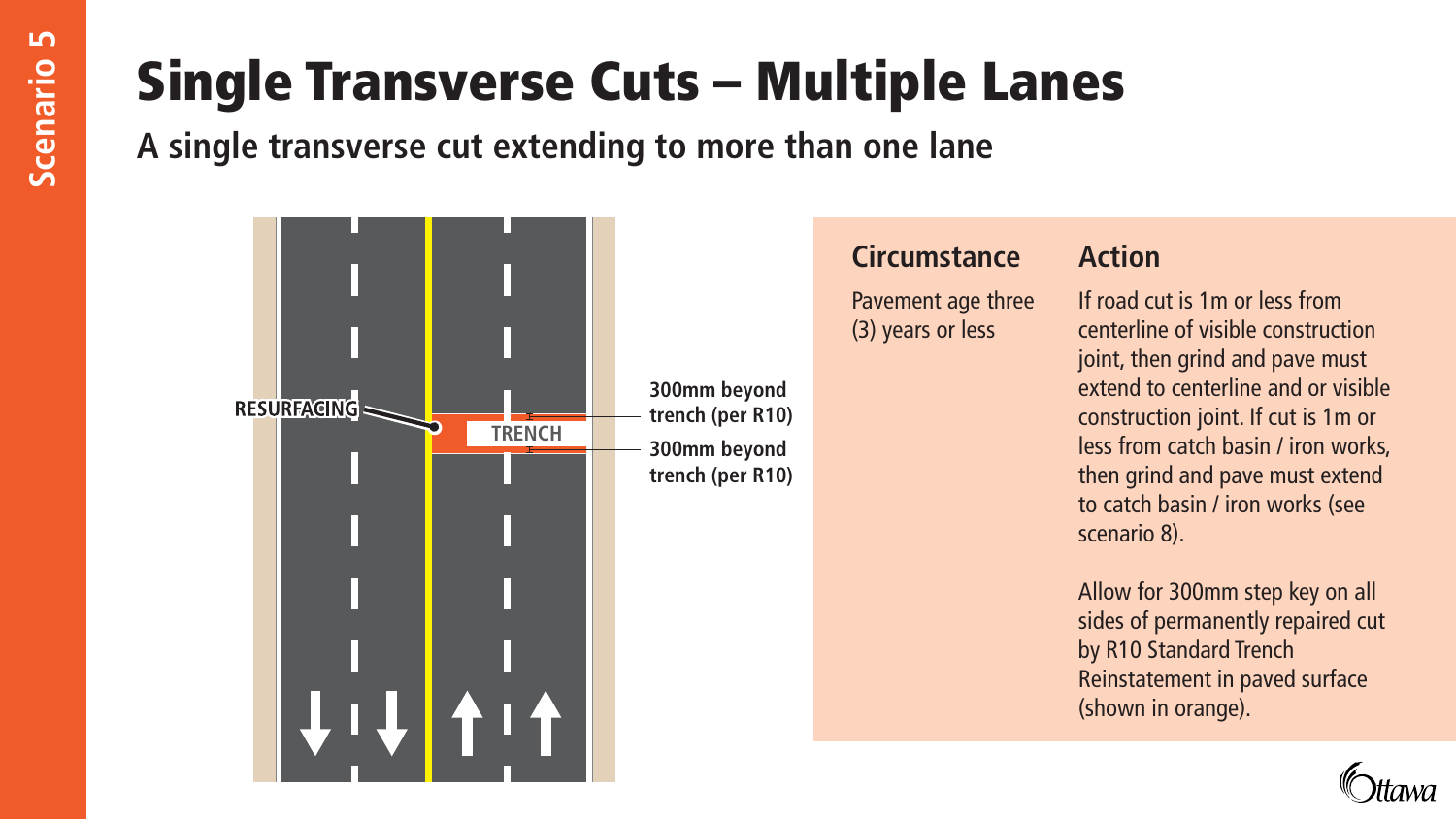Scenario 5

# Single Transverse Cuts – Multiple Lanes

## A single transverse cut extending to more than one lane

RESURFACING

TRENCH

300mm beyond trench (per R10)

300mm beyond trench (per R10)

| Circumstance | Action |
| --- | --- |
| Pavement age three (3) years or less | If road cut is 1m or less from centerline of visible construction joint, then grind and pave must extend to centerline and or visible construction joint. If cut is 1m or less from catch basin / iron works, then grind and pave must extend to catch basin / iron works (see scenario 8).<br><br>Allow for 300mm step key on all sides of permanently repaired cut by R10 Standard Trench Reinstatement in paved surface (shown in orange). |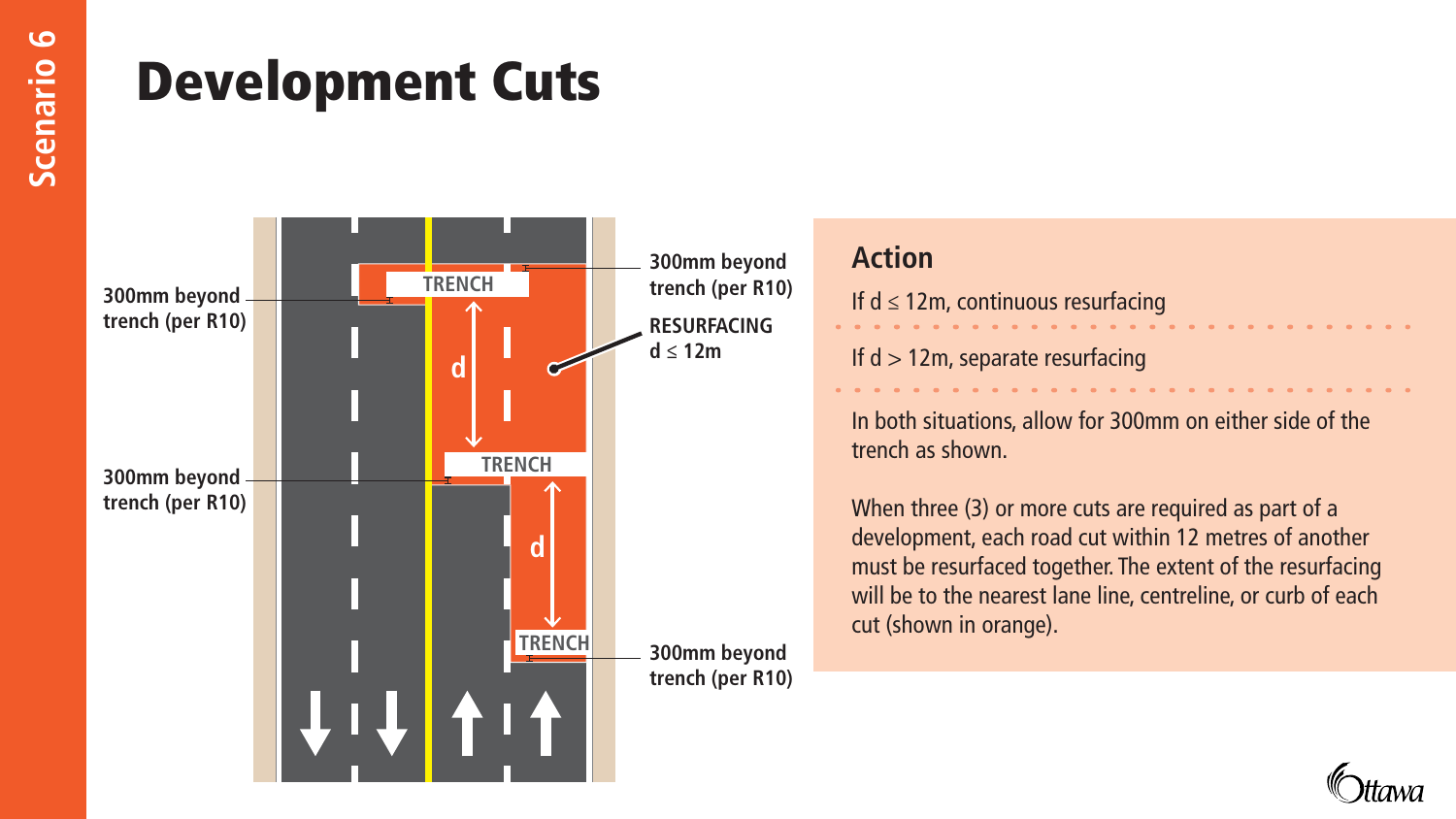Scenario 6

# Development Cuts

300mm beyond trench (per R10)

TRENCH

300mm beyond trench (per R10)

RESURFACING $d \leq 12m$

d

300mm beyond trench (per R10)

TRENCH

d

TRENCH

300mm beyond trench (per R10)

## Action

If $d \leq 12m$, continuous resurfacing

If $d > 12m$, separate resurfacing

In both situations, allow for 300mm on either side of the trench as shown.

When three (3) or more cuts are required as part of a development, each road cut within 12 metres of another must be resurfaced together. The extent of the resurfacing will be to the nearest lane line, centreline, or curb of each cut (shown in orange).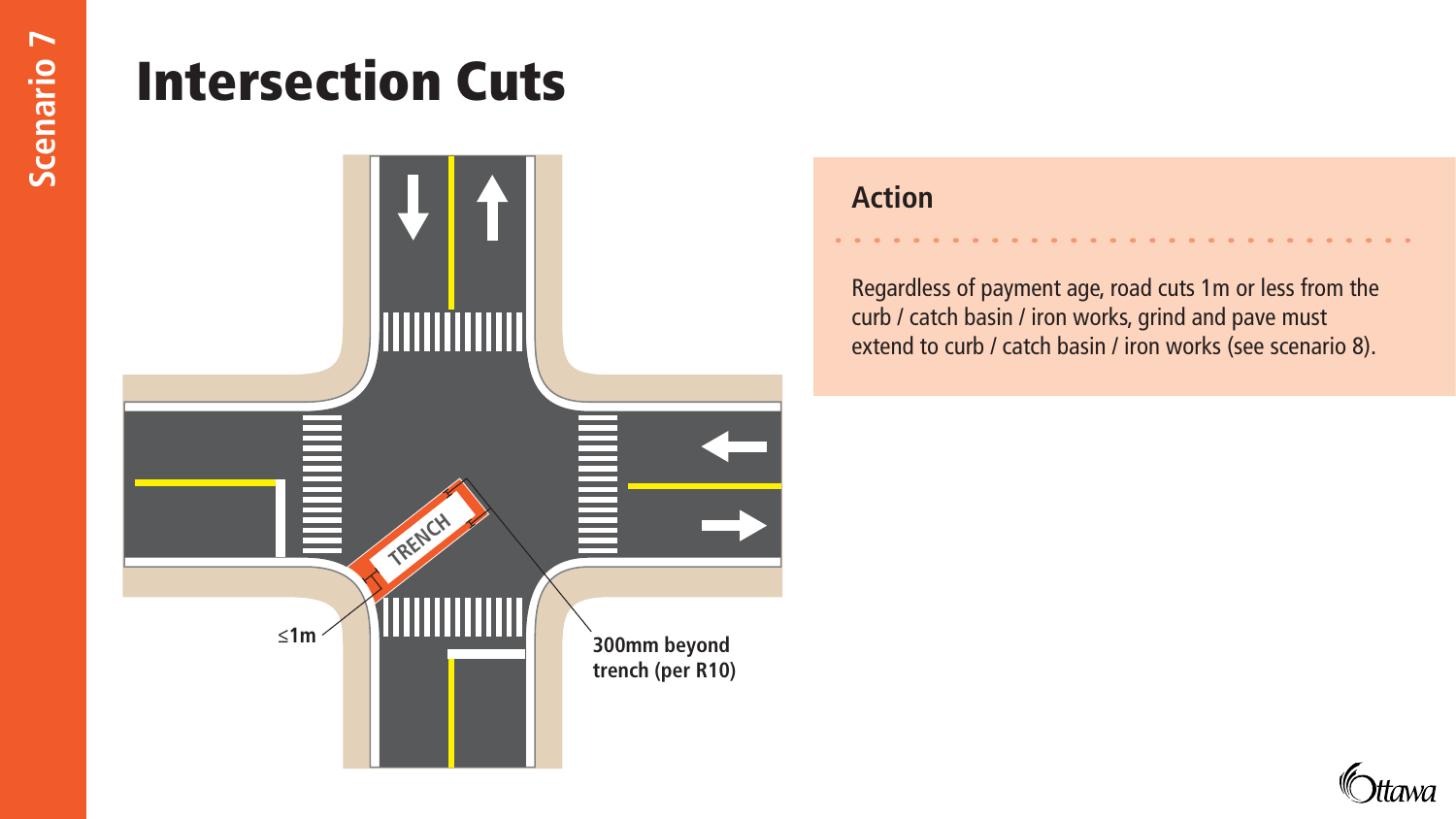# Intersection Cuts

≤1m

TRENCH

300mm beyond trench (per R10)

## Action

Regardless of payment age, road cuts 1m or less from the curb / catch basin / iron works, grind and pave must extend to curb / catch basin / iron works (see scenario 8).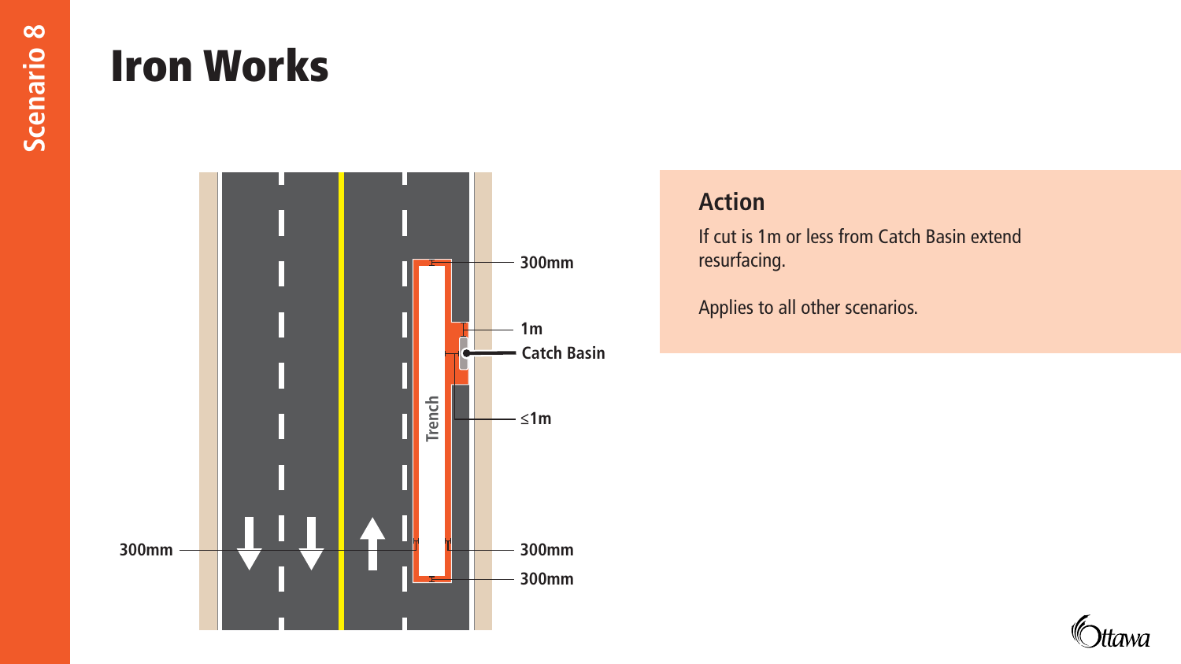# Iron Works

Scenario 8

300mm

1m

Catch Basin

≤1m

Trench

300mm

300mm

300mm

## Action

If cut is 1m or less from Catch Basin extend resurfacing.

Applies to all other scenarios.